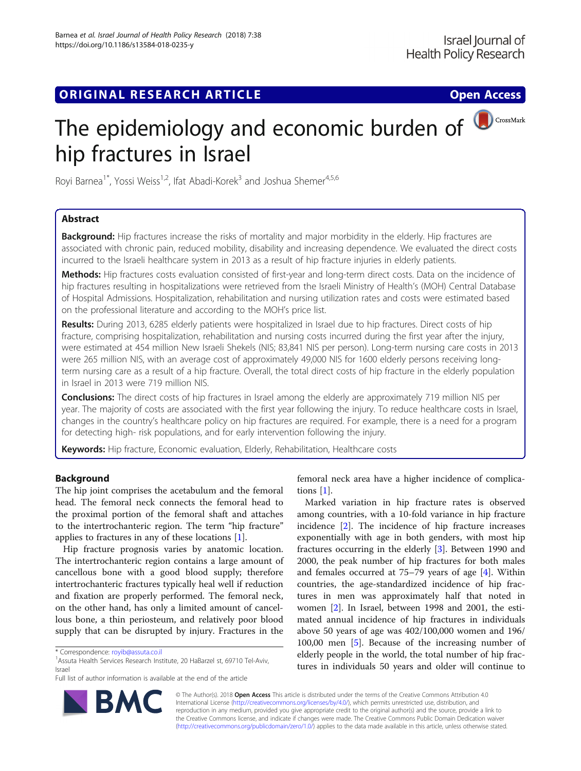ORIGINAL RESEARCH ARTICLE

Open Access

# The epidemiology and economic burden of hip fractures in Israel

Royi Barnea[1*], Yossi Weiss[1,2], Ifat Abadi-Korek[3] and Joshua Shemer[4,5,6]

## Abstract

**Background:** Hip fractures increase the risks of mortality and major morbidity in the elderly. Hip fractures are associated with chronic pain, reduced mobility, disability and increasing dependence. We evaluated the direct costs incurred to the Israeli healthcare system in 2013 as a result of hip fracture injuries in elderly patients.

**Methods:** Hip fractures costs evaluation consisted of first-year and long-term direct costs. Data on the incidence of hip fractures resulting in hospitalizations were retrieved from the Israeli Ministry of Health's (MOH) Central Database of Hospital Admissions. Hospitalization, rehabilitation and nursing utilization rates and costs were estimated based on the professional literature and according to the MOH's price list.

**Results:** During 2013, 6285 elderly patients were hospitalized in Israel due to hip fractures. Direct costs of hip fracture, comprising hospitalization, rehabilitation and nursing costs incurred during the first year after the injury, were estimated at 454 million New Israeli Shekels (NIS; 83,841 NIS per person). Long-term nursing care costs in 2013 were 265 million NIS, with an average cost of approximately 49,000 NIS for 1600 elderly persons receiving long-term nursing care as a result of a hip fracture. Overall, the total direct costs of hip fracture in the elderly population in Israel in 2013 were 719 million NIS.

**Conclusions:** The direct costs of hip fractures in Israel among the elderly are approximately 719 million NIS per year. The majority of costs are associated with the first year following the injury. To reduce healthcare costs in Israel, changes in the country's healthcare policy on hip fractures are required. For example, there is a need for a program for detecting high- risk populations, and for early intervention following the injury.

**Keywords:** Hip fracture, Economic evaluation, Elderly, Rehabilitation, Healthcare costs

## Background

The hip joint comprises the acetabulum and the femoral head. The femoral neck connects the femoral head to the proximal portion of the femoral shaft and attaches to the intertrochanteric region. The term "hip fracture" applies to fractures in any of these locations [1].

Hip fracture prognosis varies by anatomic location. The intertrochanteric region contains a large amount of cancellous bone with a good blood supply; therefore intertrochanteric fractures typically heal well if reduction and fixation are properly performed. The femoral neck, on the other hand, has only a limited amount of cancellous bone, a thin periosteum, and relatively poor blood supply that can be disrupted by injury. Fractures in the femoral neck area have a higher incidence of complications [1].

Marked variation in hip fracture rates is observed among countries, with a 10-fold variance in hip fracture incidence [2]. The incidence of hip fracture increases exponentially with age in both genders, with most hip fractures occurring in the elderly [3]. Between 1990 and 2000, the peak number of hip fractures for both males and females occurred at 75–79 years of age [4]. Within countries, the age-standardized incidence of hip fractures in men was approximately half that noted in women [2]. In Israel, between 1998 and 2001, the estimated annual incidence of hip fractures in individuals above 50 years of age was 402/100,000 women and 196/100,00 men [5]. Because of the increasing number of elderly people in the world, the total number of hip fractures in individuals 50 years and older will continue to

* Correspondence: royib@assuta.co.il
[1]Assuta Health Services Research Institute, 20 HaBarzel st, 69710 Tel-Aviv, Israel
Full list of author information is available at the end of the article

© The Author(s). 2018 **Open Access** This article is distributed under the terms of the Creative Commons Attribution 4.0 International License (http://creativecommons.org/licenses/by/4.0/), which permits unrestricted use, distribution, and reproduction in any medium, provided you give appropriate credit to the original author(s) and the source, provide a link to the Creative Commons license, and indicate if changes were made. The Creative Commons Public Domain Dedication waiver (http://creativecommons.org/publicdomain/zero/1.0/) applies to the data made available in this article, unless otherwise stated.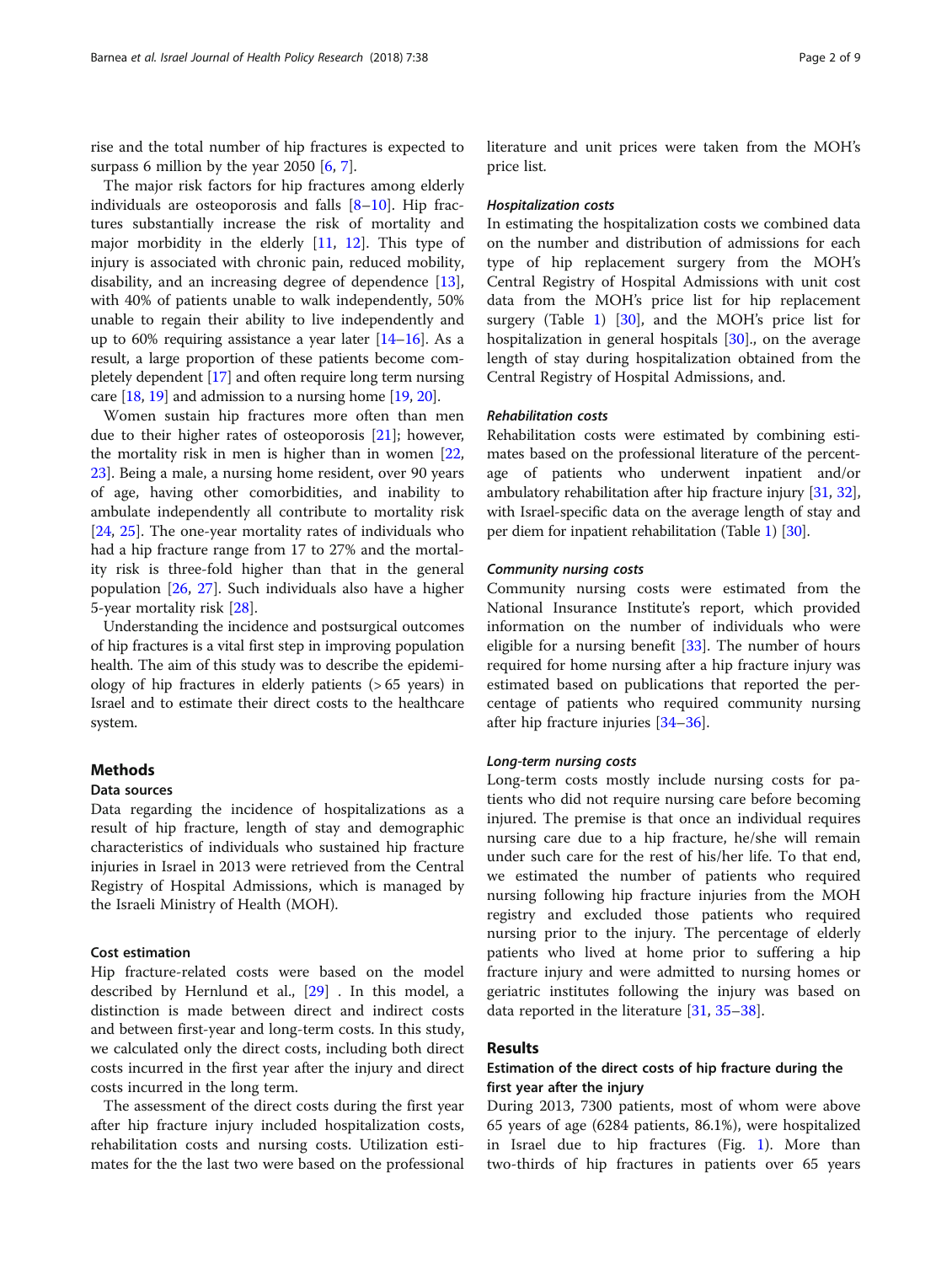rise and the total number of hip fractures is expected to surpass 6 million by the year 2050 [6, 7].

The major risk factors for hip fractures among elderly individuals are osteoporosis and falls [8–10]. Hip fractures substantially increase the risk of mortality and major morbidity in the elderly [11, 12]. This type of injury is associated with chronic pain, reduced mobility, disability, and an increasing degree of dependence [13], with 40% of patients unable to walk independently, 50% unable to regain their ability to live independently and up to 60% requiring assistance a year later [14–16]. As a result, a large proportion of these patients become completely dependent [17] and often require long term nursing care [18, 19] and admission to a nursing home [19, 20].

Women sustain hip fractures more often than men due to their higher rates of osteoporosis [21]; however, the mortality risk in men is higher than in women [22, 23]. Being a male, a nursing home resident, over 90 years of age, having other comorbidities, and inability to ambulate independently all contribute to mortality risk [24, 25]. The one-year mortality rates of individuals who had a hip fracture range from 17 to 27% and the mortality risk is three-fold higher than that in the general population [26, 27]. Such individuals also have a higher 5-year mortality risk [28].

Understanding the incidence and postsurgical outcomes of hip fractures is a vital first step in improving population health. The aim of this study was to describe the epidemiology of hip fractures in elderly patients (> 65 years) in Israel and to estimate their direct costs to the healthcare system.

## Methods

### Data sources

Data regarding the incidence of hospitalizations as a result of hip fracture, length of stay and demographic characteristics of individuals who sustained hip fracture injuries in Israel in 2013 were retrieved from the Central Registry of Hospital Admissions, which is managed by the Israeli Ministry of Health (MOH).

### Cost estimation

Hip fracture-related costs were based on the model described by Hernlund et al., [29] . In this model, a distinction is made between direct and indirect costs and between first-year and long-term costs. In this study, we calculated only the direct costs, including both direct costs incurred in the first year after the injury and direct costs incurred in the long term.

The assessment of the direct costs during the first year after hip fracture injury included hospitalization costs, rehabilitation costs and nursing costs. Utilization estimates for the the last two were based on the professional literature and unit prices were taken from the MOH's price list.

#### *Hospitalization costs*

In estimating the hospitalization costs we combined data on the number and distribution of admissions for each type of hip replacement surgery from the MOH's Central Registry of Hospital Admissions with unit cost data from the MOH's price list for hip replacement surgery (Table 1) [30], and the MOH's price list for hospitalization in general hospitals [30]., on the average length of stay during hospitalization obtained from the Central Registry of Hospital Admissions, and.

#### *Rehabilitation costs*

Rehabilitation costs were estimated by combining estimates based on the professional literature of the percentage of patients who underwent inpatient and/or ambulatory rehabilitation after hip fracture injury [31, 32], with Israel-specific data on the average length of stay and per diem for inpatient rehabilitation (Table 1) [30].

#### *Community nursing costs*

Community nursing costs were estimated from the National Insurance Institute's report, which provided information on the number of individuals who were eligible for a nursing benefit [33]. The number of hours required for home nursing after a hip fracture injury was estimated based on publications that reported the percentage of patients who required community nursing after hip fracture injuries [34–36].

#### *Long-term nursing costs*

Long-term costs mostly include nursing costs for patients who did not require nursing care before becoming injured. The premise is that once an individual requires nursing care due to a hip fracture, he/she will remain under such care for the rest of his/her life. To that end, we estimated the number of patients who required nursing following hip fracture injuries from the MOH registry and excluded those patients who required nursing prior to the injury. The percentage of elderly patients who lived at home prior to suffering a hip fracture injury and were admitted to nursing homes or geriatric institutes following the injury was based on data reported in the literature [31, 35–38].

## Results

### Estimation of the direct costs of hip fracture during the first year after the injury

During 2013, 7300 patients, most of whom were above 65 years of age (6284 patients, 86.1%), were hospitalized in Israel due to hip fractures (Fig. 1). More than two-thirds of hip fractures in patients over 65 years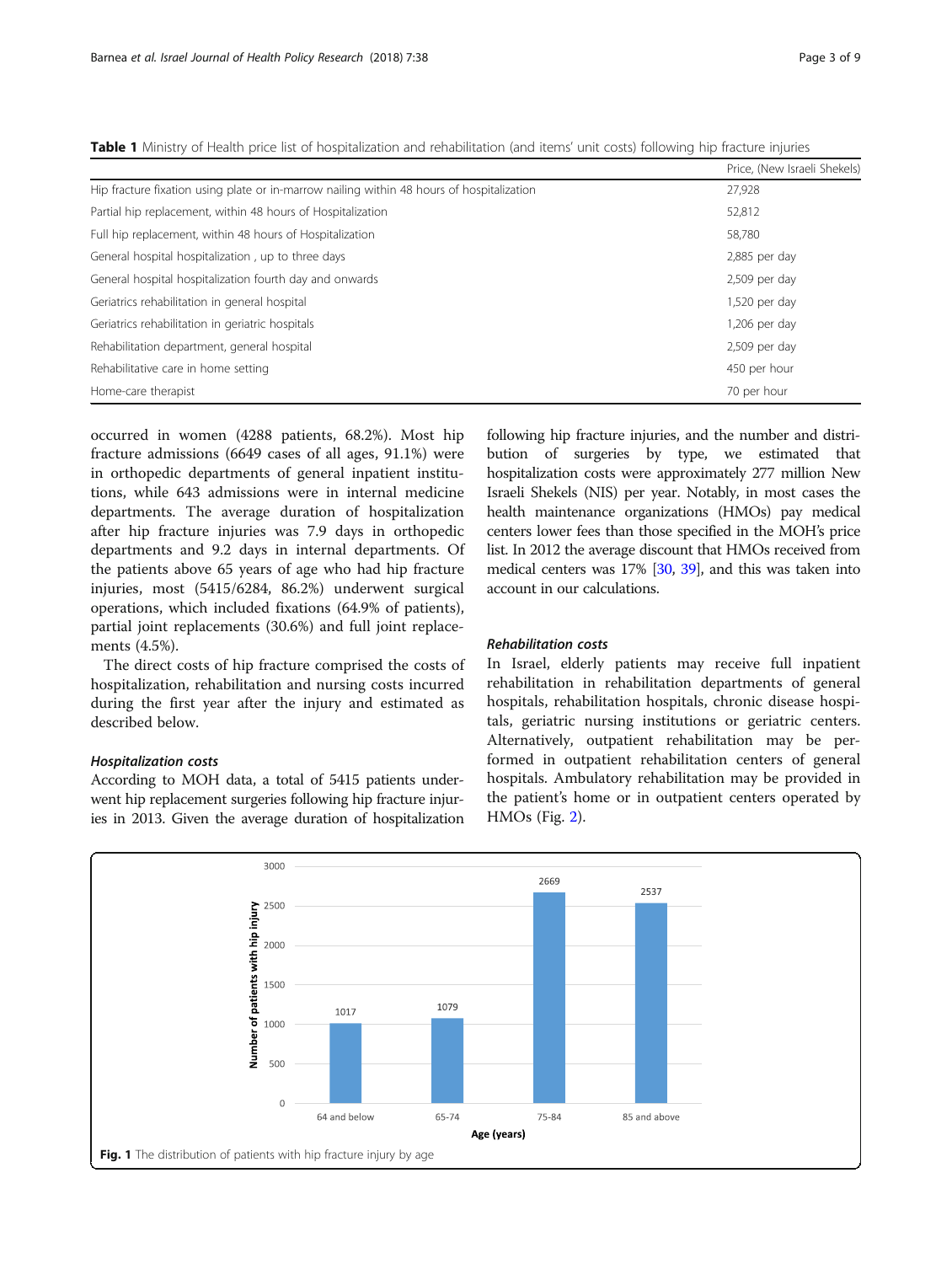**Table 1** Ministry of Health price list of hospitalization and rehabilitation (and items' unit costs) following hip fracture injuries

| | Price, (New Israeli Shekels) |
|---|---|
| Hip fracture fixation using plate or in-marrow nailing within 48 hours of hospitalization | 27,928 |
| Partial hip replacement, within 48 hours of Hospitalization | 52,812 |
| Full hip replacement, within 48 hours of Hospitalization | 58,780 |
| General hospital hospitalization , up to three days | 2,885 per day |
| General hospital hospitalization fourth day and onwards | 2,509 per day |
| Geriatrics rehabilitation in general hospital | 1,520 per day |
| Geriatrics rehabilitation in geriatric hospitals | 1,206 per day |
| Rehabilitation department, general hospital | 2,509 per day |
| Rehabilitative care in home setting | 450 per hour |
| Home-care therapist | 70 per hour |

occurred in women (4288 patients, 68.2%). Most hip fracture admissions (6649 cases of all ages, 91.1%) were in orthopedic departments of general inpatient institutions, while 643 admissions were in internal medicine departments. The average duration of hospitalization after hip fracture injuries was 7.9 days in orthopedic departments and 9.2 days in internal departments. Of the patients above 65 years of age who had hip fracture injuries, most (5415/6284, 86.2%) underwent surgical operations, which included fixations (64.9% of patients), partial joint replacements (30.6%) and full joint replacements (4.5%).

The direct costs of hip fracture comprised the costs of hospitalization, rehabilitation and nursing costs incurred during the first year after the injury and estimated as described below.

#### *Hospitalization costs*

According to MOH data, a total of 5415 patients underwent hip replacement surgeries following hip fracture injuries in 2013. Given the average duration of hospitalization following hip fracture injuries, and the number and distribution of surgeries by type, we estimated that hospitalization costs were approximately 277 million New Israeli Shekels (NIS) per year. Notably, in most cases the health maintenance organizations (HMOs) pay medical centers lower fees than those specified in the MOH's price list. In 2012 the average discount that HMOs received from medical centers was 17% [30, 39], and this was taken into account in our calculations.

#### *Rehabilitation costs*

In Israel, elderly patients may receive full inpatient rehabilitation in rehabilitation departments of general hospitals, rehabilitation hospitals, chronic disease hospitals, geriatric nursing institutions or geriatric centers. Alternatively, outpatient rehabilitation may be performed in outpatient rehabilitation centers of general hospitals. Ambulatory rehabilitation may be provided in the patient's home or in outpatient centers operated by HMOs (Fig. 2).

**Fig. 1** The distribution of patients with hip fracture injury by age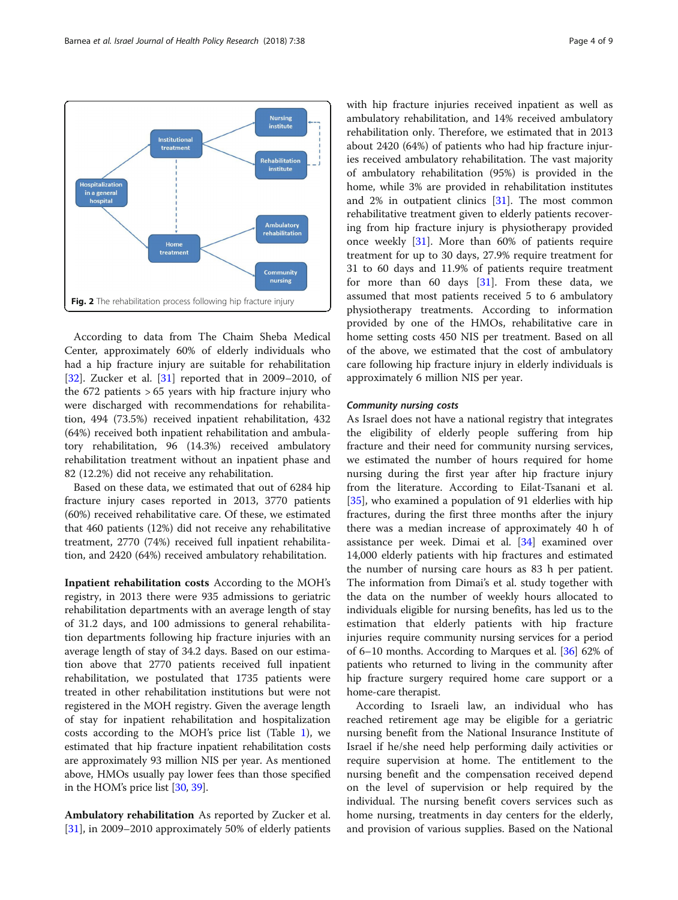Fig. 2 The rehabilitation process following hip fracture injury

According to data from The Chaim Sheba Medical Center, approximately 60% of elderly individuals who had a hip fracture injury are suitable for rehabilitation [32]. Zucker et al. [31] reported that in 2009–2010, of the 672 patients > 65 years with hip fracture injury who were discharged with recommendations for rehabilitation, 494 (73.5%) received inpatient rehabilitation, 432 (64%) received both inpatient rehabilitation and ambulatory rehabilitation, 96 (14.3%) received ambulatory rehabilitation treatment without an inpatient phase and 82 (12.2%) did not receive any rehabilitation.

Based on these data, we estimated that out of 6284 hip fracture injury cases reported in 2013, 3770 patients (60%) received rehabilitative care. Of these, we estimated that 460 patients (12%) did not receive any rehabilitative treatment, 2770 (74%) received full inpatient rehabilitation, and 2420 (64%) received ambulatory rehabilitation.

**Inpatient rehabilitation costs** According to the MOH's registry, in 2013 there were 935 admissions to geriatric rehabilitation departments with an average length of stay of 31.2 days, and 100 admissions to general rehabilitation departments following hip fracture injuries with an average length of stay of 34.2 days. Based on our estimation above that 2770 patients received full inpatient rehabilitation, we postulated that 1735 patients were treated in other rehabilitation institutions but were not registered in the MOH registry. Given the average length of stay for inpatient rehabilitation and hospitalization costs according to the MOH's price list (Table 1), we estimated that hip fracture inpatient rehabilitation costs are approximately 93 million NIS per year. As mentioned above, HMOs usually pay lower fees than those specified in the HOM's price list [30, 39].

**Ambulatory rehabilitation** As reported by Zucker et al. [31], in 2009–2010 approximately 50% of elderly patients with hip fracture injuries received inpatient as well as ambulatory rehabilitation, and 14% received ambulatory rehabilitation only. Therefore, we estimated that in 2013 about 2420 (64%) of patients who had hip fracture injuries received ambulatory rehabilitation. The vast majority of ambulatory rehabilitation (95%) is provided in the home, while 3% are provided in rehabilitation institutes and 2% in outpatient clinics [31]. The most common rehabilitative treatment given to elderly patients recovering from hip fracture injury is physiotherapy provided once weekly [31]. More than 60% of patients require treatment for up to 30 days, 27.9% require treatment for 31 to 60 days and 11.9% of patients require treatment for more than 60 days [31]. From these data, we assumed that most patients received 5 to 6 ambulatory physiotherapy treatments. According to information provided by one of the HMOs, rehabilitative care in home setting costs 450 NIS per treatment. Based on all of the above, we estimated that the cost of ambulatory care following hip fracture injury in elderly individuals is approximately 6 million NIS per year.

### *Community nursing costs*

As Israel does not have a national registry that integrates the eligibility of elderly people suffering from hip fracture and their need for community nursing services, we estimated the number of hours required for home nursing during the first year after hip fracture injury from the literature. According to Eilat-Tsanani et al. [35], who examined a population of 91 elderlies with hip fractures, during the first three months after the injury there was a median increase of approximately 40 h of assistance per week. Dimai et al. [34] examined over 14,000 elderly patients with hip fractures and estimated the number of nursing care hours as 83 h per patient. The information from Dimai's et al. study together with the data on the number of weekly hours allocated to individuals eligible for nursing benefits, has led us to the estimation that elderly patients with hip fracture injuries require community nursing services for a period of 6–10 months. According to Marques et al. [36] 62% of patients who returned to living in the community after hip fracture surgery required home care support or a home-care therapist.

According to Israeli law, an individual who has reached retirement age may be eligible for a geriatric nursing benefit from the National Insurance Institute of Israel if he/she need help performing daily activities or require supervision at home. The entitlement to the nursing benefit and the compensation received depend on the level of supervision or help required by the individual. The nursing benefit covers services such as home nursing, treatments in day centers for the elderly, and provision of various supplies. Based on the National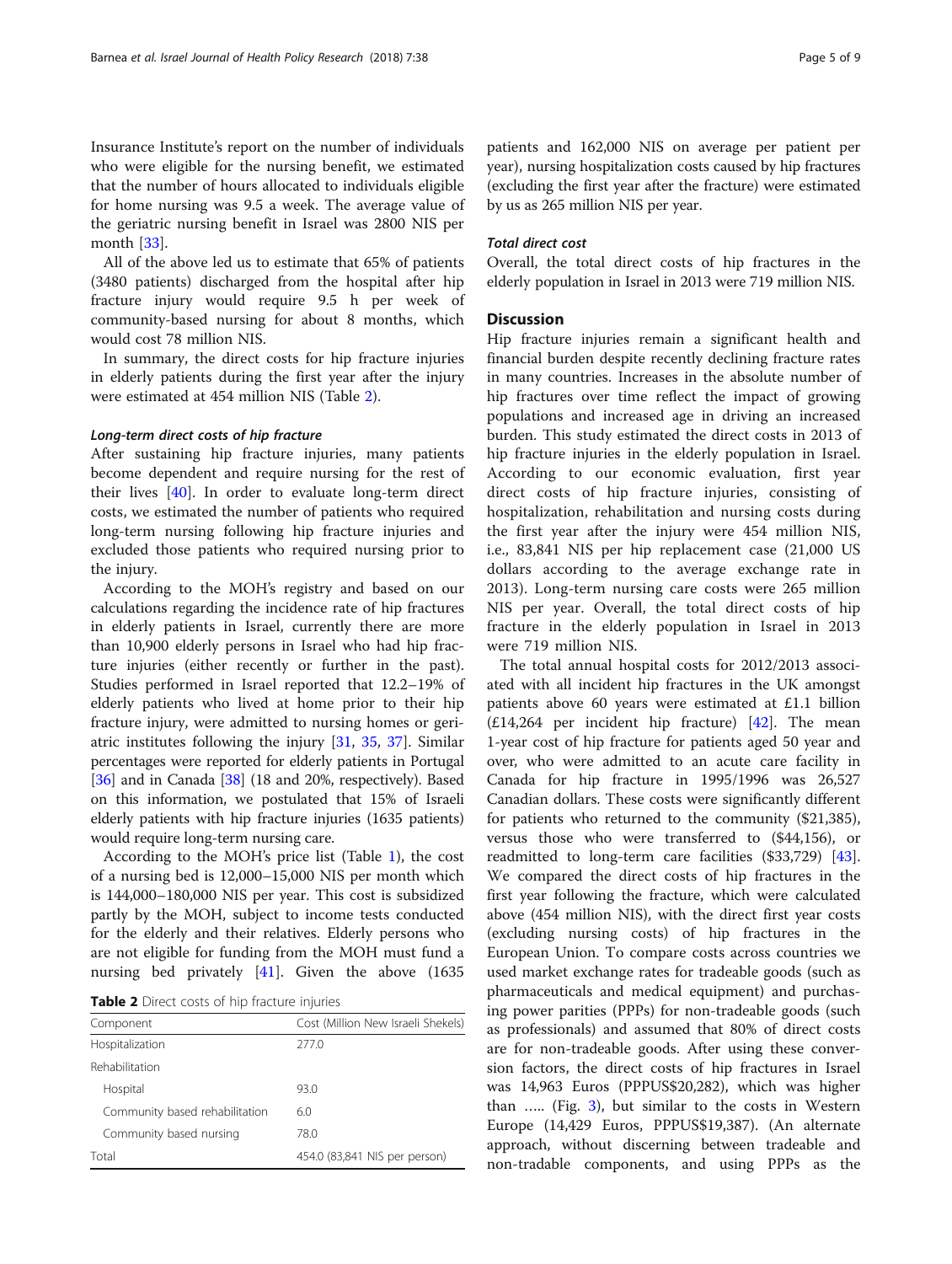Insurance Institute's report on the number of individuals who were eligible for the nursing benefit, we estimated that the number of hours allocated to individuals eligible for home nursing was 9.5 a week. The average value of the geriatric nursing benefit in Israel was 2800 NIS per month [33].

All of the above led us to estimate that 65% of patients (3480 patients) discharged from the hospital after hip fracture injury would require 9.5 h per week of community-based nursing for about 8 months, which would cost 78 million NIS.

In summary, the direct costs for hip fracture injuries in elderly patients during the first year after the injury were estimated at 454 million NIS (Table 2).

#### *Long-term direct costs of hip fracture*

After sustaining hip fracture injuries, many patients become dependent and require nursing for the rest of their lives [40]. In order to evaluate long-term direct costs, we estimated the number of patients who required long-term nursing following hip fracture injuries and excluded those patients who required nursing prior to the injury.

According to the MOH's registry and based on our calculations regarding the incidence rate of hip fractures in elderly patients in Israel, currently there are more than 10,900 elderly persons in Israel who had hip fracture injuries (either recently or further in the past). Studies performed in Israel reported that 12.2–19% of elderly patients who lived at home prior to their hip fracture injury, were admitted to nursing homes or geriatric institutes following the injury [31, 35, 37]. Similar percentages were reported for elderly patients in Portugal [36] and in Canada [38] (18 and 20%, respectively). Based on this information, we postulated that 15% of Israeli elderly patients with hip fracture injuries (1635 patients) would require long-term nursing care.

According to the MOH's price list (Table 1), the cost of a nursing bed is 12,000–15,000 NIS per month which is 144,000–180,000 NIS per year. This cost is subsidized partly by the MOH, subject to income tests conducted for the elderly and their relatives. Elderly persons who are not eligible for funding from the MOH must fund a nursing bed privately [41]. Given the above (1635 patients and 162,000 NIS on average per patient per year), nursing hospitalization costs caused by hip fractures (excluding the first year after the fracture) were estimated by us as 265 million NIS per year.

**Table 2** Direct costs of hip fracture injuries

| Component | Cost (Million New Israeli Shekels) |
|---|---|
| Hospitalization | 277.0 |
| Rehabilitation | |
| Hospital | 93.0 |
| Community based rehabilitation | 6.0 |
| Community based nursing | 78.0 |
| Total | 454.0 (83,841 NIS per person) |

#### *Total direct cost*

Overall, the total direct costs of hip fractures in the elderly population in Israel in 2013 were 719 million NIS.

## Discussion

Hip fracture injuries remain a significant health and financial burden despite recently declining fracture rates in many countries. Increases in the absolute number of hip fractures over time reflect the impact of growing populations and increased age in driving an increased burden. This study estimated the direct costs in 2013 of hip fracture injuries in the elderly population in Israel. According to our economic evaluation, first year direct costs of hip fracture injuries, consisting of hospitalization, rehabilitation and nursing costs during the first year after the injury were 454 million NIS, i.e., 83,841 NIS per hip replacement case (21,000 US dollars according to the average exchange rate in 2013). Long-term nursing care costs were 265 million NIS per year. Overall, the total direct costs of hip fracture in the elderly population in Israel in 2013 were 719 million NIS.

The total annual hospital costs for 2012/2013 associated with all incident hip fractures in the UK amongst patients above 60 years were estimated at £1.1 billion (£14,264 per incident hip fracture) [42]. The mean 1-year cost of hip fracture for patients aged 50 year and over, who were admitted to an acute care facility in Canada for hip fracture in 1995/1996 was 26,527 Canadian dollars. These costs were significantly different for patients who returned to the community ($21,385), versus those who were transferred to ($44,156), or readmitted to long-term care facilities ($33,729) [43]. We compared the direct costs of hip fractures in the first year following the fracture, which were calculated above (454 million NIS), with the direct first year costs (excluding nursing costs) of hip fractures in the European Union. To compare costs across countries we used market exchange rates for tradeable goods (such as pharmaceuticals and medical equipment) and purchasing power parities (PPPs) for non-tradeable goods (such as professionals) and assumed that 80% of direct costs are for non-tradeable goods. After using these conversion factors, the direct costs of hip factures in Israel was 14,963 Euros (PPPUS$20,282), which was higher than ….. (Fig. 3), but similar to the costs in Western Europe (14,429 Euros, PPPUS$19,387). (An alternate approach, without discerning between tradeable and non-tradable components, and using PPPs as the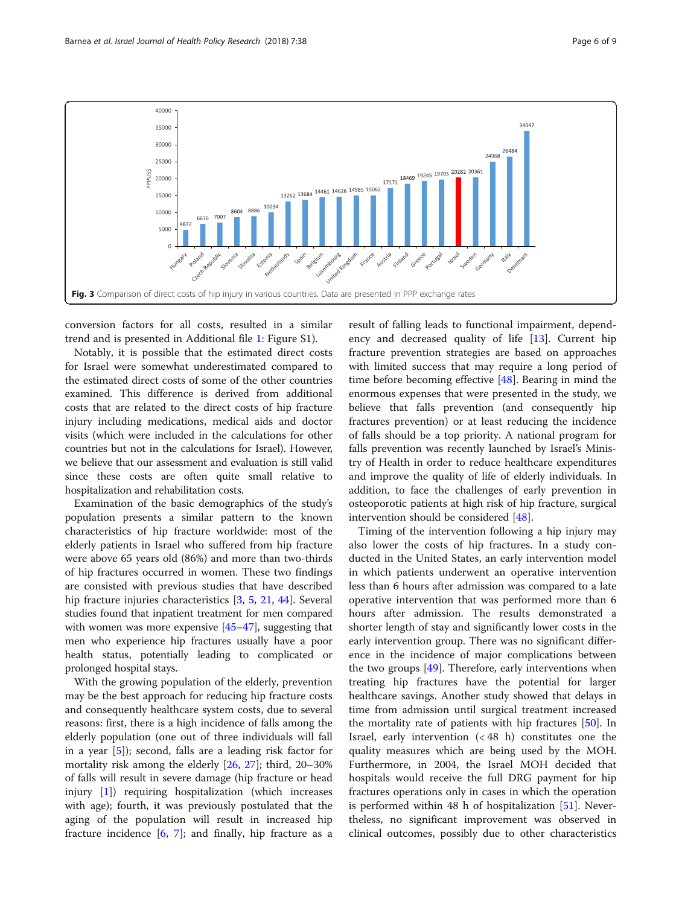Fig. 3 Comparison of direct costs of hip injury in various countries. Data are presented in PPP exchange rates

conversion factors for all costs, resulted in a similar trend and is presented in Additional file 1: Figure S1).

Notably, it is possible that the estimated direct costs for Israel were somewhat underestimated compared to the estimated direct costs of some of the other countries examined. This difference is derived from additional costs that are related to the direct costs of hip fracture injury including medications, medical aids and doctor visits (which were included in the calculations for other countries but not in the calculations for Israel). However, we believe that our assessment and evaluation is still valid since these costs are often quite small relative to hospitalization and rehabilitation costs.

Examination of the basic demographics of the study's population presents a similar pattern to the known characteristics of hip fracture worldwide: most of the elderly patients in Israel who suffered from hip fracture were above 65 years old (86%) and more than two-thirds of hip fractures occurred in women. These two findings are consisted with previous studies that have described hip fracture injuries characteristics [3, 5, 21, 44]. Several studies found that inpatient treatment for men compared with women was more expensive [45–47], suggesting that men who experience hip fractures usually have a poor health status, potentially leading to complicated or prolonged hospital stays.

With the growing population of the elderly, prevention may be the best approach for reducing hip fracture costs and consequently healthcare system costs, due to several reasons: first, there is a high incidence of falls among the elderly population (one out of three individuals will fall in a year [5]); second, falls are a leading risk factor for mortality risk among the elderly [26, 27]; third, 20–30% of falls will result in severe damage (hip fracture or head injury [1]) requiring hospitalization (which increases with age); fourth, it was previously postulated that the aging of the population will result in increased hip fracture incidence [6, 7]; and finally, hip fracture as a result of falling leads to functional impairment, dependency and decreased quality of life [13]. Current hip fracture prevention strategies are based on approaches with limited success that may require a long period of time before becoming effective [48]. Bearing in mind the enormous expenses that were presented in the study, we believe that falls prevention (and consequently hip fractures prevention) or at least reducing the incidence of falls should be a top priority. A national program for falls prevention was recently launched by Israel's Ministry of Health in order to reduce healthcare expenditures and improve the quality of life of elderly individuals. In addition, to face the challenges of early prevention in osteoporotic patients at high risk of hip fracture, surgical intervention should be considered [48].

Timing of the intervention following a hip injury may also lower the costs of hip fractures. In a study conducted in the United States, an early intervention model in which patients underwent an operative intervention less than 6 hours after admission was compared to a late operative intervention that was performed more than 6 hours after admission. The results demonstrated a shorter length of stay and significantly lower costs in the early intervention group. There was no significant difference in the incidence of major complications between the two groups [49]. Therefore, early interventions when treating hip fractures have the potential for larger healthcare savings. Another study showed that delays in time from admission until surgical treatment increased the mortality rate of patients with hip fractures [50]. In Israel, early intervention (< 48 h) constitutes one the quality measures which are being used by the MOH. Furthermore, in 2004, the Israel MOH decided that hospitals would receive the full DRG payment for hip fractures operations only in cases in which the operation is performed within 48 h of hospitalization [51]. Nevertheless, no significant improvement was observed in clinical outcomes, possibly due to other characteristics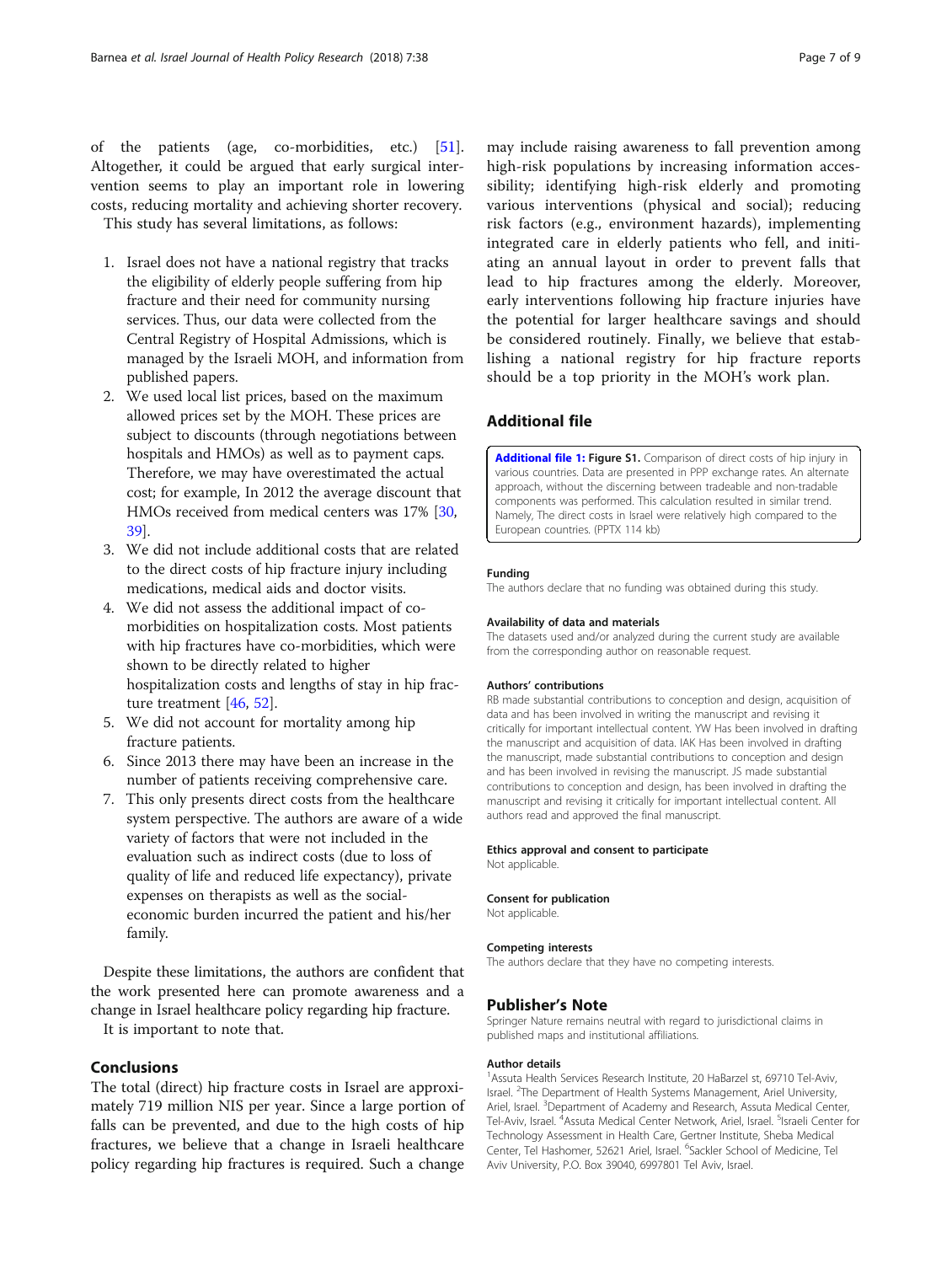of the patients (age, co-morbidities, etc.) [51]. Altogether, it could be argued that early surgical intervention seems to play an important role in lowering costs, reducing mortality and achieving shorter recovery.

This study has several limitations, as follows:

1. Israel does not have a national registry that tracks the eligibility of elderly people suffering from hip fracture and their need for community nursing services. Thus, our data were collected from the Central Registry of Hospital Admissions, which is managed by the Israeli MOH, and information from published papers.
2. We used local list prices, based on the maximum allowed prices set by the MOH. These prices are subject to discounts (through negotiations between hospitals and HMOs) as well as to payment caps. Therefore, we may have overestimated the actual cost; for example, In 2012 the average discount that HMOs received from medical centers was 17% [30, 39].
3. We did not include additional costs that are related to the direct costs of hip fracture injury including medications, medical aids and doctor visits.
4. We did not assess the additional impact of co-morbidities on hospitalization costs. Most patients with hip fractures have co-morbidities, which were shown to be directly related to higher hospitalization costs and lengths of stay in hip fracture treatment [46, 52].
5. We did not account for mortality among hip fracture patients.
6. Since 2013 there may have been an increase in the number of patients receiving comprehensive care.
7. This only presents direct costs from the healthcare system perspective. The authors are aware of a wide variety of factors that were not included in the evaluation such as indirect costs (due to loss of quality of life and reduced life expectancy), private expenses on therapists as well as the social-economic burden incurred the patient and his/her family.

Despite these limitations, the authors are confident that the work presented here can promote awareness and a change in Israel healthcare policy regarding hip fracture.

It is important to note that.

## Conclusions

The total (direct) hip fracture costs in Israel are approximately 719 million NIS per year. Since a large portion of falls can be prevented, and due to the high costs of hip fractures, we believe that a change in Israeli healthcare policy regarding hip fractures is required. Such a change may include raising awareness to fall prevention among high-risk populations by increasing information accessibility; identifying high-risk elderly and promoting various interventions (physical and social); reducing risk factors (e.g., environment hazards), implementing integrated care in elderly patients who fell, and initiating an annual layout in order to prevent falls that lead to hip fractures among the elderly. Moreover, early interventions following hip fracture injuries have the potential for larger healthcare savings and should be considered routinely. Finally, we believe that establishing a national registry for hip fracture reports should be a top priority in the MOH's work plan.

## Additional file

**Additional file 1: Figure S1.** Comparison of direct costs of hip injury in various countries. Data are presented in PPP exchange rates. An alternate approach, without the discerning between tradeable and non-tradable components was performed. This calculation resulted in similar trend. Namely, The direct costs in Israel were relatively high compared to the European countries. (PPTX 114 kb)

#### Funding

The authors declare that no funding was obtained during this study.

#### Availability of data and materials

The datasets used and/or analyzed during the current study are available from the corresponding author on reasonable request.

#### Authors' contributions

RB made substantial contributions to conception and design, acquisition of data and has been involved in writing the manuscript and revising it critically for important intellectual content. YW Has been involved in drafting the manuscript and acquisition of data. IAK Has been involved in drafting the manuscript, made substantial contributions to conception and design and has been involved in revising the manuscript. JS made substantial contributions to conception and design, has been involved in drafting the manuscript and revising it critically for important intellectual content. All authors read and approved the final manuscript.

#### Ethics approval and consent to participate

Not applicable.

#### Consent for publication

Not applicable.

#### Competing interests

The authors declare that they have no competing interests.

## Publisher's Note

Springer Nature remains neutral with regard to jurisdictional claims in published maps and institutional affiliations.

#### Author details

[1]Assuta Health Services Research Institute, 20 HaBarzel st, 69710 Tel-Aviv, Israel. [2]The Department of Health Systems Management, Ariel University, Ariel, Israel. [3]Department of Academy and Research, Assuta Medical Center, Tel-Aviv, Israel. [4]Assuta Medical Center Network, Ariel, Israel. [5]Israeli Center for Technology Assessment in Health Care, Gertner Institute, Sheba Medical Center, Tel Hashomer, 52621 Ariel, Israel. [6]Sackler School of Medicine, Tel Aviv University, P.O. Box 39040, 6997801 Tel Aviv, Israel.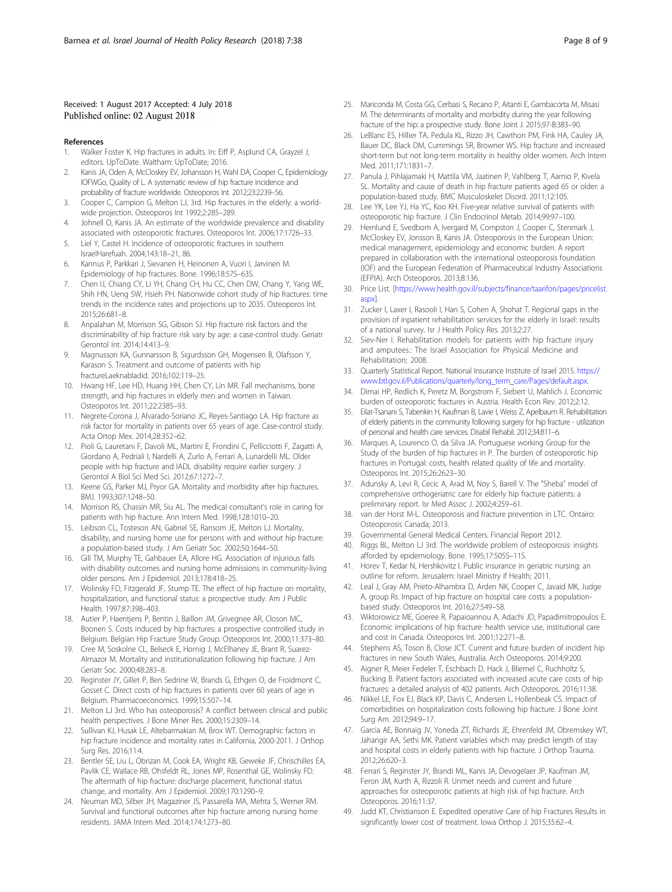Received: 1 August 2017 Accepted: 4 July 2018
Published online: 02 August 2018

## References

1. Walker Foster K. Hip fractures in adults. In: Eiff P, Asplund CA, Grayzel J, editors. UpToDate. Waltham: UpToDate; 2016.
2. Kanis JA, Oden A, McCloskey EV, Johansson H, Wahl DA, Cooper C, Epidemiology IOFWGo, Quality of L. A systematic review of hip fracture incidence and probability of fracture worldwide. Osteoporos Int. 2012;23:2239–56.
3. Cooper C, Campion G, Melton LJ, 3rd. Hip fractures in the elderly: a world-wide projection. Osteoporos Int 1992;2:285–289.
4. Johnell O, Kanis JA. An estimate of the worldwide prevalence and disability associated with osteoporotic fractures. Osteoporos Int. 2006;17:1726–33.
5. Liel Y, Castel H. Incidence of osteoporotic fractures in southern IsraelHarefuah. 2004;143:18–21, 86.
6. Kannus P, Parkkari J, Sievanen H, Heinonen A, Vuori I, Jarvinen M. Epidemiology of hip fractures. Bone. 1996;18:57S–63S.
7. Chen IJ, Chiang CY, Li YH, Chang CH, Hu CC, Chen DW, Chang Y, Yang WE, Shih HN, Ueng SW, Hsieh PH. Nationwide cohort study of hip fractures: time trends in the incidence rates and projections up to 2035. Osteoporos Int. 2015;26:681–8.
8. Anpalahan M, Morrison SG, Gibson SJ. Hip fracture risk factors and the discriminability of hip fracture risk vary by age: a case-control study. Geriatr Gerontol Int. 2014;14:413–9.
9. Magnusson KA, Gunnarsson B, Sigurdsson GH, Mogensen B, Olafsson Y, Karason S. Treatment and outcome of patients with hip fractureLaeknabladid. 2016;102:119–25.
10. Hwang HF, Lee HD, Huang HH, Chen CY, Lin MR. Fall mechanisms, bone strength, and hip fractures in elderly men and women in Taiwan. Osteoporos Int. 2011;22:2385–93.
11. Negrete-Corona J, Alvarado-Soriano JC, Reyes-Santiago LA. Hip fracture as risk factor for mortality in patients over 65 years of age. Case-control study. Acta Ortop Mex. 2014;28:352–62.
12. Pioli G, Lauretani F, Davoli ML, Martini E, Frondini C, Pellicciotti F, Zagatti A, Giordano A, Pedriali I, Nardelli A, Zurlo A, Ferrari A, Lunardelli ML. Older people with hip fracture and IADL disability require earlier surgery. J Gerontol A Biol Sci Med Sci. 2012;67:1272–7.
13. Keene GS, Parker MJ, Pryor GA. Mortality and morbidity after hip fractures. BMJ. 1993;307:1248–50.
14. Morrison RS, Chassin MR, Siu AL. The medical consultant's role in caring for patients with hip fracture. Ann Intern Med. 1998;128:1010–20.
15. Leibson CL, Tosteson AN, Gabriel SE, Ransom JE, Melton LJ. Mortality, disability, and nursing home use for persons with and without hip fracture: a population-based study. J Am Geriatr Soc. 2002;50:1644–50.
16. Gill TM, Murphy TE, Gahbauer EA, Allore HG. Association of injurious falls with disability outcomes and nursing home admissions in community-living older persons. Am J Epidemiol. 2013;178:418–25.
17. Wolinsky FD, Fitzgerald JF, Stump TE. The effect of hip fracture on mortality, hospitalization, and functional status: a prospective study. Am J Public Health. 1997;87:398–403.
18. Autier P, Haentjens P, Bentin J, Baillon JM, Grivegnee AR, Closon MC, Boonen S. Costs induced by hip fractures: a prospective controlled study in Belgium. Belgian Hip Fracture Study Group. Osteoporos Int. 2000;11:373–80.
19. Cree M, Soskolne CL, Belseck E, Hornig J, McElhaney JE, Brant R, Suarez-Almazor M. Mortality and institutionalization following hip fracture. J Am Geriatr Soc. 2000;48:283–8.
20. Reginster JY, Gillet P, Ben Sedrine W, Brands G, Ethgen O, de Froidmont C, Gosset C. Direct costs of hip fractures in patients over 60 years of age in Belgium. Pharmacoeconomics. 1999;15:507–14.
21. Melton LJ 3rd. Who has osteoporosis? A conflict between clinical and public health perspectives. J Bone Miner Res. 2000;15:2309–14.
22. Sullivan KJ, Husak LE, Altebarmakian M, Brox WT. Demographic factors in hip fracture incidence and mortality rates in California, 2000-2011. J Orthop Surg Res. 2016;11:4.
23. Bentler SE, Liu L, Obrizan M, Cook EA, Wright KB, Geweke JF, Chrischilles EA, Pavlik CE, Wallace RB, Ohsfeldt RL, Jones MP, Rosenthal GE, Wolinsky FD. The aftermath of hip fracture: discharge placement, functional status change, and mortality. Am J Epidemiol. 2009;170:1290–9.
24. Neuman MD, Silber JH, Magaziner JS, Passarella MA, Mehta S, Werner RM. Survival and functional outcomes after hip fracture among nursing home residents. JAMA Intern Med. 2014;174:1273–80.
25. Mariconda M, Costa GG, Cerbasi S, Recano P, Aitanti E, Gambacorta M, Misasi M. The determinants of mortality and morbidity during the year following fracture of the hip: a prospective study. Bone Joint J. 2015;97-B:383–90.
26. LeBlanc ES, Hillier TA, Pedula KL, Rizzo JH, Cawthon PM, Fink HA, Cauley JA, Bauer DC, Black DM, Cummings SR, Browner WS. Hip fracture and increased short-term but not long-term mortality in healthy older women. Arch Intern Med. 2011;171:1831–7.
27. Panula J, Pihlajamaki H, Mattila VM, Jaatinen P, Vahlberg T, Aarnio P, Kivela SL. Mortality and cause of death in hip fracture patients aged 65 or older: a population-based study. BMC Musculoskelet Disord. 2011;12:105.
28. Lee YK, Lee YJ, Ha YC, Koo KH. Five-year relative survival of patients with osteoporotic hip fracture. J Clin Endocrinol Metab. 2014;99:97–100.
29. Hernlund E, Svedbom A, Ivergard M, Compston J, Cooper C, Stenmark J, McCloskey EV, Jonsson B, Kanis JA. Osteoporosis in the European Union: medical management, epidemiology and economic burden. A report prepared in collaboration with the international osteoporosis foundation (IOF) and the European Federation of Pharmaceutical Industry Associations (EFPIA). Arch Osteoporos. 2013;8:136.
30. Price List. [https://www.health.gov.il/subjects/finance/taarifon/pages/pricelist.aspx].
31. Zucker I, Laxer I, Rasooli I, Han S, Cohen A, Shohat T. Regional gaps in the provision of inpatient rehabilitation services for the elderly in Israel: results of a national survey. Isr J Health Policy Res. 2013;2:27.
32. Siev-Ner I. Rehabilitation models for patients with hip fracture injury and amputees.: The Israel Association for Physical Medicine and Rehabilitation; 2008.
33. Quarterly Statistical Report. National Insurance Institute of Israel 2015. https://www.btl.gov.il/Publications/quarterly/long_term_care/Pages/default.aspx.
34. Dimai HP, Redlich K, Peretz M, Borgstrom F, Siebert U, Mahlich J. Economic burden of osteoporotic fractures in Austria. Health Econ Rev. 2012;2:12.
35. Eilat-Tsanani S, Tabenkin H, Kaufman B, Lavie I, Weiss Z, Apelbaum R. Rehabilitation of elderly patients in the community following surgery for hip fracture - utilization of personal and health care services. Disabil Rehabil. 2012;34:811–6.
36. Marques A, Lourenco O, da Silva JA. Portuguese working Group for the Study of the burden of hip fractures in P. The burden of osteoporotic hip fractures in Portugal: costs, health related quality of life and mortality. Osteoporos Int. 2015;26:2623–30.
37. Adunsky A, Levi R, Cecic A, Arad M, Noy S, Barell V. The "Sheba" model of comprehensive orthogeriatric care for elderly hip fracture patients: a preliminary report. Isr Med Assoc J. 2002;4:259–61.
38. van der Horst M-L. Osteoporosis and fracture prevention in LTC. Ontairo: Osteoporosis Canada; 2013.
39. Governmental General Medical Centers. Financial Report 2012.
40. Riggs BL, Melton LJ 3rd. The worldwide problem of osteoporosis: insights afforded by epidemiology. Bone. 1995;17:505S–11S.
41. Horev T, Kedar N, Hershkovitz I. Public insurance in geriatric nursing: an outline for reform. Jerusalem: Israel Ministry if Health; 2011.
42. Leal J, Gray AM, Prieto-Alhambra D, Arden NK, Cooper C, Javaid MK, Judge A, group Rs. Impact of hip fracture on hospital care costs: a population-based study. Osteoporos Int. 2016;27:549–58.
43. Wiktorowicz ME, Goeree R, Papaioannou A, Adachi JD, Papadimitropoulos E. Economic implications of hip fracture: health service use, institutional care and cost in Canada. Osteoporos Int. 2001;12:271–8.
44. Stephens AS, Toson B, Close JCT. Current and future burden of incident hip fractures in new South Wales, Australia. Arch Osteoporos. 2014;9:200.
45. Aigner R, Meier Fedeler T, Eschbach D, Hack J, Bliemel C, Ruchholtz S, Bucking B. Patient factors associated with increased acute care costs of hip fractures: a detailed analysis of 402 patients. Arch Osteoporos. 2016;11:38.
46. Nikkel LE, Fox EJ, Black KP, Davis C, Andersen L, Hollenbeak CS. Impact of comorbidities on hospitalization costs following hip fracture. J Bone Joint Surg Am. 2012;94:9–17.
47. Garcia AE, Bonnaig JV, Yoneda ZT, Richards JE, Ehrenfeld JM, Obremskey WT, Jahangir AA, Sethi MK. Patient variables which may predict length of stay and hospital costs in elderly patients with hip fracture. J Orthop Trauma. 2012;26:620–3.
48. Ferrari S, Reginster JY, Brandi ML, Kanis JA, Devogelaer JP, Kaufman JM, Feron JM, Kurth A, Rizzoli R. Unmet needs and current and future approaches for osteoporotic patients at high risk of hip fracture. Arch Osteoporos. 2016;11:37.
49. Judd KT, Christianson E. Expedited operative Care of hip Fractures Results in significantly lower cost of treatment. Iowa Orthop J. 2015;35:62–4.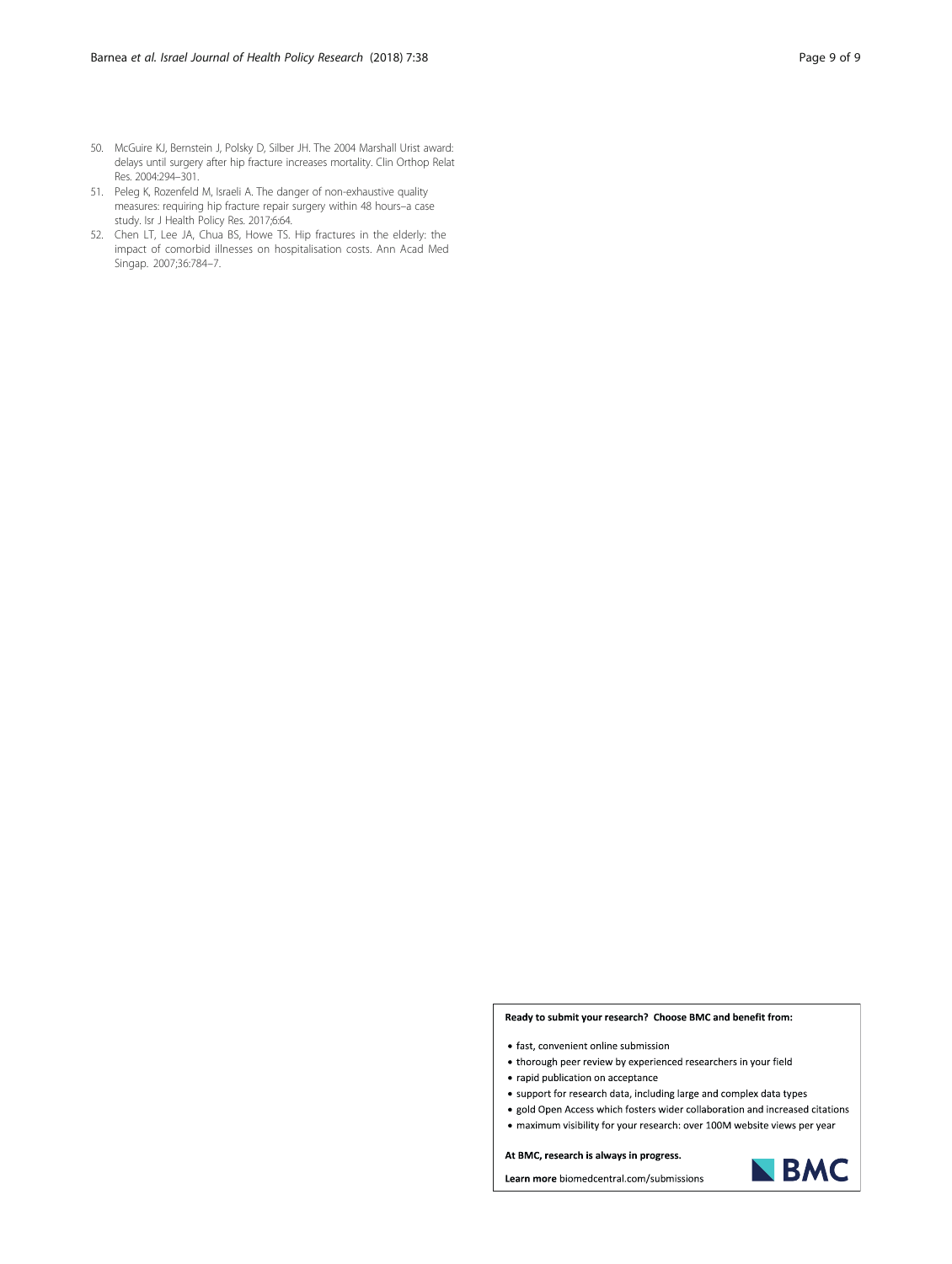50. McGuire KJ, Bernstein J, Polsky D, Silber JH. The 2004 Marshall Urist award: delays until surgery after hip fracture increases mortality. Clin Orthop Relat Res. 2004:294–301.
51. Peleg K, Rozenfeld M, Israeli A. The danger of non-exhaustive quality measures: requiring hip fracture repair surgery within 48 hours–a case study. Isr J Health Policy Res. 2017;6:64.
52. Chen LT, Lee JA, Chua BS, Howe TS. Hip fractures in the elderly: the impact of comorbid illnesses on hospitalisation costs. Ann Acad Med Singap. 2007;36:784–7.

**Ready to submit your research? Choose BMC and benefit from:**

- fast, convenient online submission
- thorough peer review by experienced researchers in your field
- rapid publication on acceptance
- support for research data, including large and complex data types
- gold Open Access which fosters wider collaboration and increased citations
- maximum visibility for your research: over 100M website views per year

**At BMC, research is always in progress.**

**Learn more** biomedcentral.com/submissions

BMC